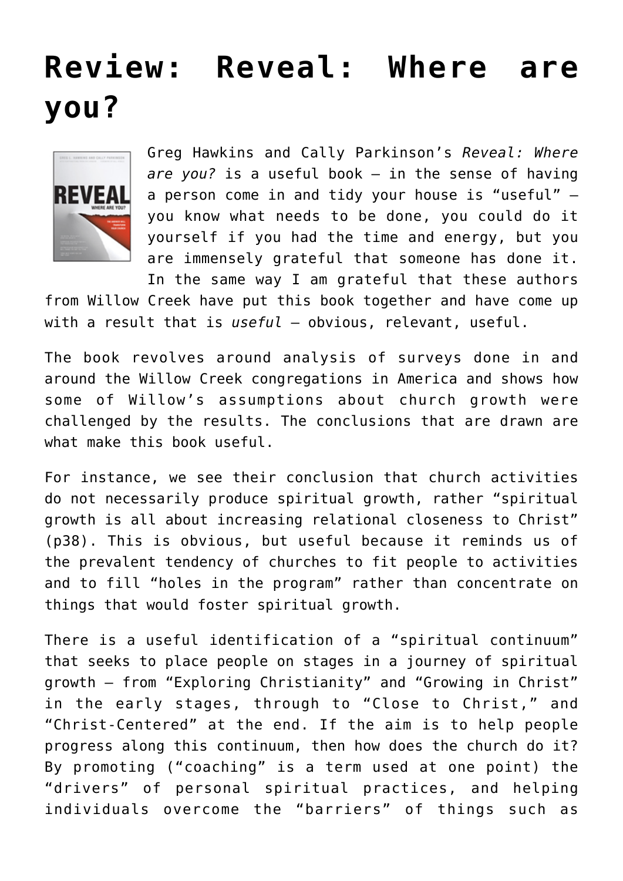# Review: Reveal: Where are you?

Greg Hawkins and Cally Parkinson's *Reveal: Where are you?* is a useful book – in the sense of having a person come in and tidy your house is "useful" – you know what needs to be done, you could do it yourself if you had the time and energy, but you are immensely grateful that someone has done it. In the same way I am grateful that these authors from Willow Creek have put this book together and have come up with a result that is *useful* – obvious, relevant, useful.

The book revolves around analysis of surveys done in and around the Willow Creek congregations in America and shows how some of Willow's assumptions about church growth were challenged by the results. The conclusions that are drawn are what make this book useful.

For instance, we see their conclusion that church activities do not necessarily produce spiritual growth, rather "spiritual growth is all about increasing relational closeness to Christ" (p38). This is obvious, but useful because it reminds us of the prevalent tendency of churches to fit people to activities and to fill "holes in the program" rather than concentrate on things that would foster spiritual growth.

There is a useful identification of a "spiritual continuum" that seeks to place people on stages in a journey of spiritual growth – from "Exploring Christianity" and "Growing in Christ" in the early stages, through to "Close to Christ," and "Christ-Centered" at the end. If the aim is to help people progress along this continuum, then how does the church do it? By promoting ("coaching" is a term used at one point) the "drivers" of personal spiritual practices, and helping individuals overcome the "barriers" of things such as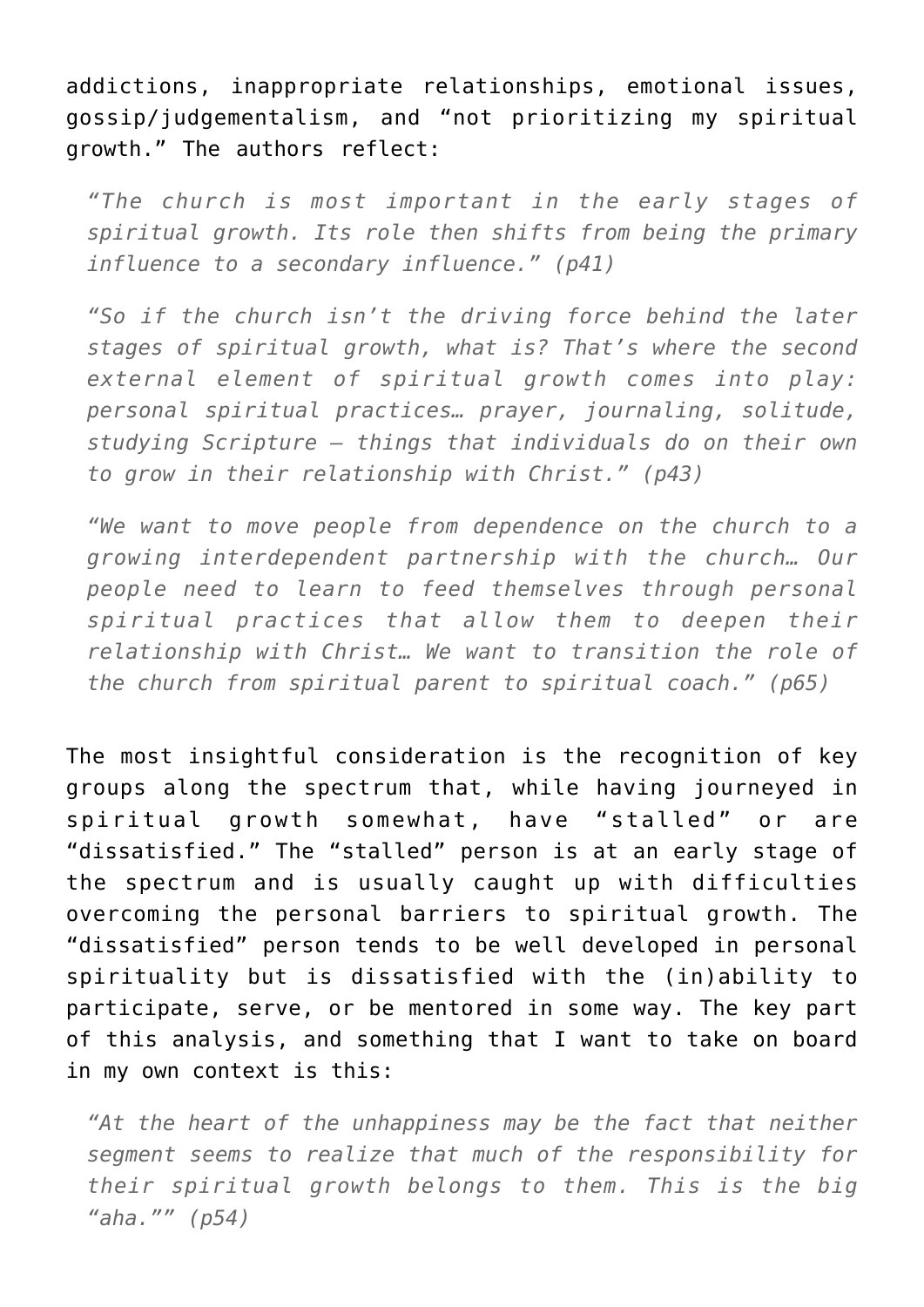addictions, inappropriate relationships, emotional issues, gossip/judgementalism, and "not prioritizing my spiritual growth." The authors reflect:

> *"The church is most important in the early stages of spiritual growth. Its role then shifts from being the primary influence to a secondary influence." (p41)*
>
> *"So if the church isn't the driving force behind the later stages of spiritual growth, what is? That's where the second external element of spiritual growth comes into play: personal spiritual practices… prayer, journaling, solitude, studying Scripture – things that individuals do on their own to grow in their relationship with Christ." (p43)*
>
> *"We want to move people from dependence on the church to a growing interdependent partnership with the church… Our people need to learn to feed themselves through personal spiritual practices that allow them to deepen their relationship with Christ… We want to transition the role of the church from spiritual parent to spiritual coach." (p65)*

The most insightful consideration is the recognition of key groups along the spectrum that, while having journeyed in spiritual growth somewhat, have "stalled" or are "dissatisfied." The "stalled" person is at an early stage of the spectrum and is usually caught up with difficulties overcoming the personal barriers to spiritual growth. The "dissatisfied" person tends to be well developed in personal spirituality but is dissatisfied with the (in)ability to participate, serve, or be mentored in some way. The key part of this analysis, and something that I want to take on board in my own context is this:

> *"At the heart of the unhappiness may be the fact that neither segment seems to realize that much of the responsibility for their spiritual growth belongs to them. This is the big "aha."" (p54)*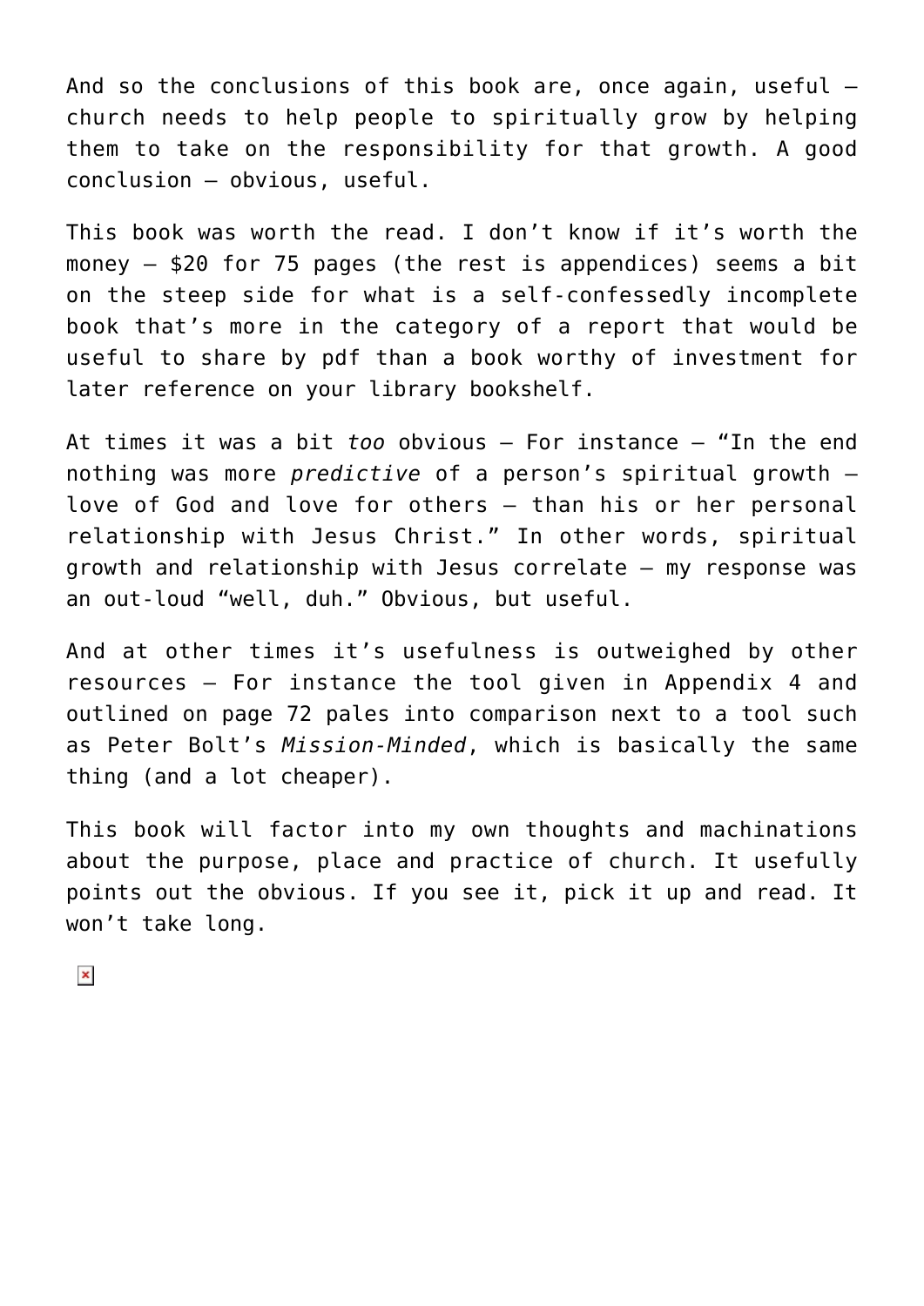And so the conclusions of this book are, once again, useful – church needs to help people to spiritually grow by helping them to take on the responsibility for that growth. A good conclusion – obvious, useful.

This book was worth the read. I don't know if it's worth the money – $20 for 75 pages (the rest is appendices) seems a bit on the steep side for what is a self-confessedly incomplete book that's more in the category of a report that would be useful to share by pdf than a book worthy of investment for later reference on your library bookshelf.

At times it was a bit *too* obvious – For instance – "In the end nothing was more *predictive* of a person's spiritual growth – love of God and love for others – than his or her personal relationship with Jesus Christ." In other words, spiritual growth and relationship with Jesus correlate – my response was an out-loud "well, duh." Obvious, but useful.

And at other times it's usefulness is outweighed by other resources – For instance the tool given in Appendix 4 and outlined on page 72 pales into comparison next to a tool such as Peter Bolt's *Mission-Minded*, which is basically the same thing (and a lot cheaper).

This book will factor into my own thoughts and machinations about the purpose, place and practice of church. It usefully points out the obvious. If you see it, pick it up and read. It won't take long.